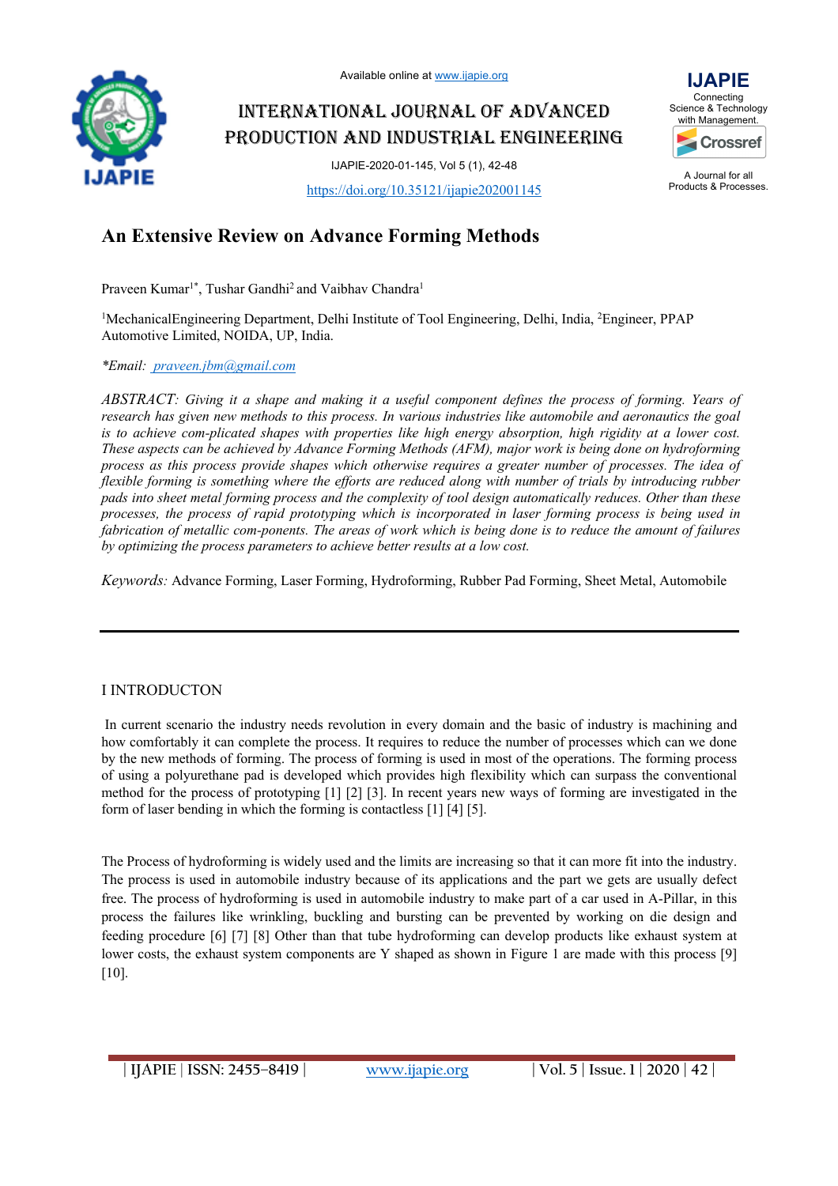# An Extensive Review on Advance Forming Methods

Praveen Kumar[1*], Tushar Gandhi[2] and Vaibhav Chandra[1]

[1]MechanicalEngineering Department, Delhi Institute of Tool Engineering, Delhi, India, [2]Engineer, PPAP Automotive Limited, NOIDA, UP, India.

*Email: praveen.jbm@gmail.com

*ABSTRACT: Giving it a shape and making it a useful component defines the process of forming. Years of research has given new methods to this process. In various industries like automobile and aeronautics the goal is to achieve com-plicated shapes with properties like high energy absorption, high rigidity at a lower cost. These aspects can be achieved by Advance Forming Methods (AFM), major work is being done on hydroforming process as this process provide shapes which otherwise requires a greater number of processes. The idea of flexible forming is something where the efforts are reduced along with number of trials by introducing rubber pads into sheet metal forming process and the complexity of tool design automatically reduces. Other than these processes, the process of rapid prototyping which is incorporated in laser forming process is being used in fabrication of metallic com-ponents. The areas of work which is being done is to reduce the amount of failures by optimizing the process parameters to achieve better results at a low cost.*

*Keywords:* Advance Forming, Laser Forming, Hydroforming, Rubber Pad Forming, Sheet Metal, Automobile

## I INTRODUCTON

In current scenario the industry needs revolution in every domain and the basic of industry is machining and how comfortably it can complete the process. It requires to reduce the number of processes which can we done by the new methods of forming. The process of forming is used in most of the operations. The forming process of using a polyurethane pad is developed which provides high flexibility which can surpass the conventional method for the process of prototyping [1] [2] [3]. In recent years new ways of forming are investigated in the form of laser bending in which the forming is contactless [1] [4] [5].

The Process of hydroforming is widely used and the limits are increasing so that it can more fit into the industry. The process is used in automobile industry because of its applications and the part we gets are usually defect free. The process of hydroforming is used in automobile industry to make part of a car used in A-Pillar, in this process the failures like wrinkling, buckling and bursting can be prevented by working on die design and feeding procedure [6] [7] [8] Other than that tube hydroforming can develop products like exhaust system at lower costs, the exhaust system components are Y shaped as shown in Figure 1 are made with this process [9] [10].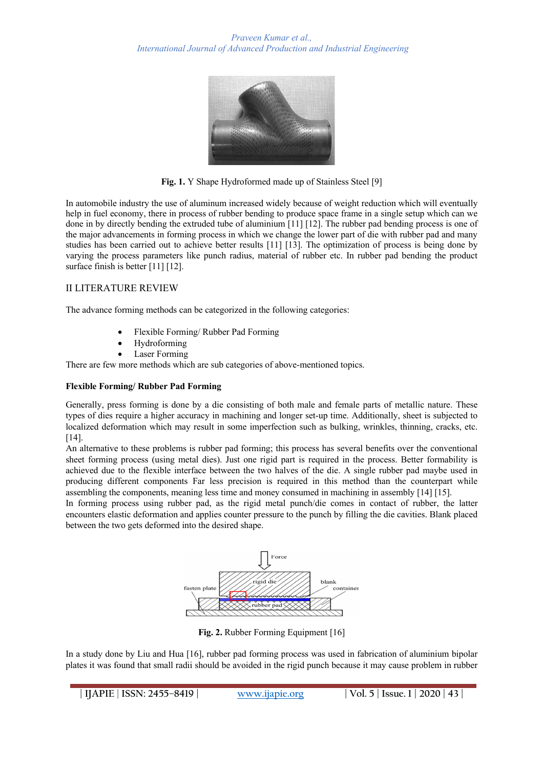Fig. 1. Y Shape Hydroformed made up of Stainless Steel [9]

In automobile industry the use of aluminum increased widely because of weight reduction which will eventually help in fuel economy, there in process of rubber bending to produce space frame in a single setup which can we done in by directly bending the extruded tube of aluminium [11] [12]. The rubber pad bending process is one of the major advancements in forming process in which we change the lower part of die with rubber pad and many studies has been carried out to achieve better results [11] [13]. The optimization of process is being done by varying the process parameters like punch radius, material of rubber etc. In rubber pad bending the product surface finish is better [11] [12].

## II LITERATURE REVIEW

The advance forming methods can be categorized in the following categories:

- Flexible Forming/ Rubber Pad Forming
- Hydroforming
- Laser Forming

There are few more methods which are sub categories of above-mentioned topics.

### Flexible Forming/ Rubber Pad Forming

Generally, press forming is done by a die consisting of both male and female parts of metallic nature. These types of dies require a higher accuracy in machining and longer set-up time. Additionally, sheet is subjected to localized deformation which may result in some imperfection such as bulking, wrinkles, thinning, cracks, etc. [14].

An alternative to these problems is rubber pad forming; this process has several benefits over the conventional sheet forming process (using metal dies). Just one rigid part is required in the process. Better formability is achieved due to the flexible interface between the two halves of the die. A single rubber pad maybe used in producing different components Far less precision is required in this method than the counterpart while assembling the components, meaning less time and money consumed in machining in assembly [14] [15].

In forming process using rubber pad, as the rigid metal punch/die comes in contact of rubber, the latter encounters elastic deformation and applies counter pressure to the punch by filling the die cavities. Blank placed between the two gets deformed into the desired shape.

Fig. 2. Rubber Forming Equipment [16]

In a study done by Liu and Hua [16], rubber pad forming process was used in fabrication of aluminium bipolar plates it was found that small radii should be avoided in the rigid punch because it may cause problem in rubber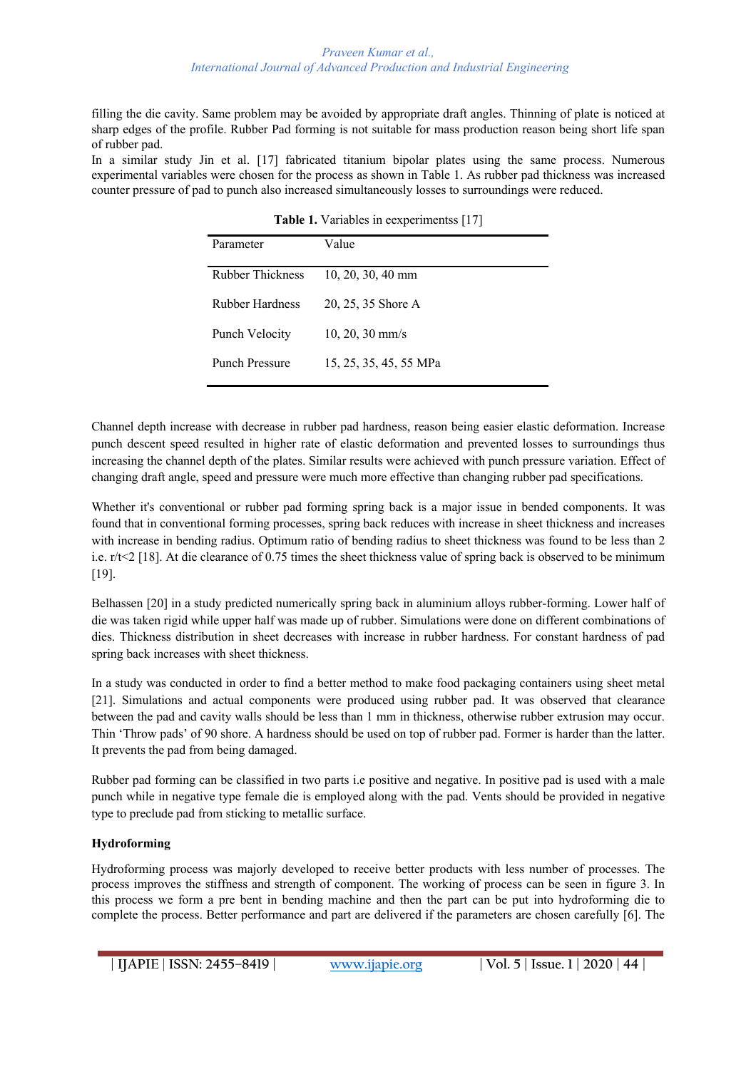filling the die cavity. Same problem may be avoided by appropriate draft angles. Thinning of plate is noticed at sharp edges of the profile. Rubber Pad forming is not suitable for mass production reason being short life span of rubber pad.

In a similar study Jin et al. [17] fabricated titanium bipolar plates using the same process. Numerous experimental variables were chosen for the process as shown in Table 1. As rubber pad thickness was increased counter pressure of pad to punch also increased simultaneously losses to surroundings were reduced.

**Table 1.** Variables in eexperimentss [17]

| Parameter | Value |
|---|---|
| Rubber Thickness | 10, 20, 30, 40 mm |
| Rubber Hardness | 20, 25, 35 Shore A |
| Punch Velocity | 10, 20, 30 mm/s |
| Punch Pressure | 15, 25, 35, 45, 55 MPa |

Channel depth increase with decrease in rubber pad hardness, reason being easier elastic deformation. Increase punch descent speed resulted in higher rate of elastic deformation and prevented losses to surroundings thus increasing the channel depth of the plates. Similar results were achieved with punch pressure variation. Effect of changing draft angle, speed and pressure were much more effective than changing rubber pad specifications.

Whether it's conventional or rubber pad forming spring back is a major issue in bended components. It was found that in conventional forming processes, spring back reduces with increase in sheet thickness and increases with increase in bending radius. Optimum ratio of bending radius to sheet thickness was found to be less than 2 i.e. $r/t<2$ [18]. At die clearance of 0.75 times the sheet thickness value of spring back is observed to be minimum [19].

Belhassen [20] in a study predicted numerically spring back in aluminium alloys rubber-forming. Lower half of die was taken rigid while upper half was made up of rubber. Simulations were done on different combinations of dies. Thickness distribution in sheet decreases with increase in rubber hardness. For constant hardness of pad spring back increases with sheet thickness.

In a study was conducted in order to find a better method to make food packaging containers using sheet metal [21]. Simulations and actual components were produced using rubber pad. It was observed that clearance between the pad and cavity walls should be less than 1 mm in thickness, otherwise rubber extrusion may occur. Thin 'Throw pads' of 90 shore. A hardness should be used on top of rubber pad. Former is harder than the latter. It prevents the pad from being damaged.

Rubber pad forming can be classified in two parts i.e positive and negative. In positive pad is used with a male punch while in negative type female die is employed along with the pad. Vents should be provided in negative type to preclude pad from sticking to metallic surface.

**Hydroforming**

Hydroforming process was majorly developed to receive better products with less number of processes. The process improves the stiffness and strength of component. The working of process can be seen in figure 3. In this process we form a pre bent in bending machine and then the part can be put into hydroforming die to complete the process. Better performance and part are delivered if the parameters are chosen carefully [6]. The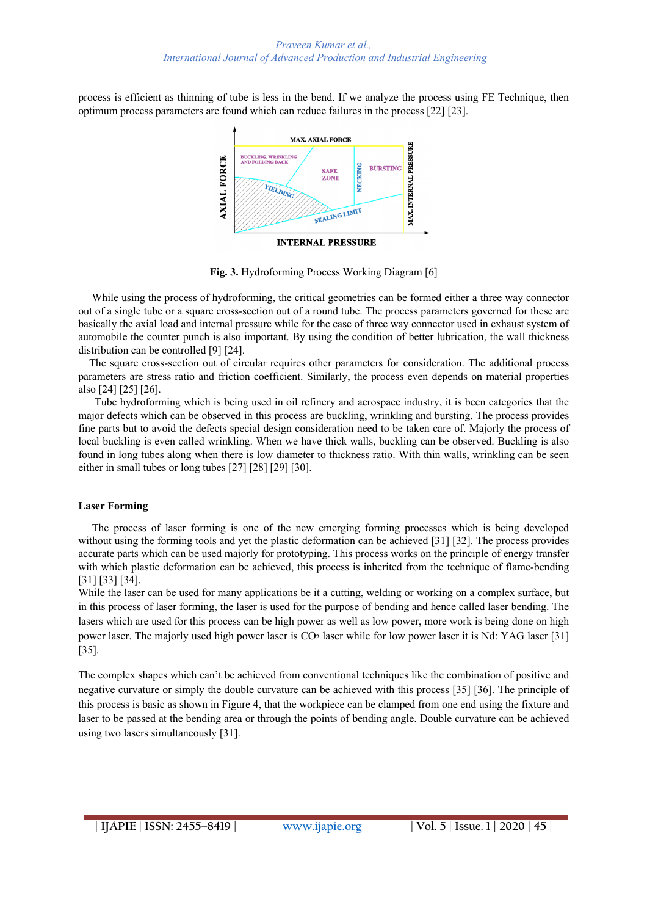process is efficient as thinning of tube is less in the bend. If we analyze the process using FE Technique, then optimum process parameters are found which can reduce failures in the process [22] [23].

**Fig. 3.** Hydroforming Process Working Diagram [6]

While using the process of hydroforming, the critical geometries can be formed either a three way connector out of a single tube or a square cross-section out of a round tube. The process parameters governed for these are basically the axial load and internal pressure while for the case of three way connector used in exhaust system of automobile the counter punch is also important. By using the condition of better lubrication, the wall thickness distribution can be controlled [9] [24].

The square cross-section out of circular requires other parameters for consideration. The additional process parameters are stress ratio and friction coefficient. Similarly, the process even depends on material properties also [24] [25] [26].

Tube hydroforming which is being used in oil refinery and aerospace industry, it is been categories that the major defects which can be observed in this process are buckling, wrinkling and bursting. The process provides fine parts but to avoid the defects special design consideration need to be taken care of. Majorly the process of local buckling is even called wrinkling. When we have thick walls, buckling can be observed. Buckling is also found in long tubes along when there is low diameter to thickness ratio. With thin walls, wrinkling can be seen either in small tubes or long tubes [27] [28] [29] [30].

**Laser Forming**

The process of laser forming is one of the new emerging forming processes which is being developed without using the forming tools and yet the plastic deformation can be achieved [31] [32]. The process provides accurate parts which can be used majorly for prototyping. This process works on the principle of energy transfer with which plastic deformation can be achieved, this process is inherited from the technique of flame-bending [31] [33] [34].

While the laser can be used for many applications be it a cutting, welding or working on a complex surface, but in this process of laser forming, the laser is used for the purpose of bending and hence called laser bending. The lasers which are used for this process can be high power as well as low power, more work is being done on high power laser. The majorly used high power laser is $CO_2$ laser while for low power laser it is Nd: YAG laser [31] [35].

The complex shapes which can't be achieved from conventional techniques like the combination of positive and negative curvature or simply the double curvature can be achieved with this process [35] [36]. The principle of this process is basic as shown in Figure 4, that the workpiece can be clamped from one end using the fixture and laser to be passed at the bending area or through the points of bending angle. Double curvature can be achieved using two lasers simultaneously [31].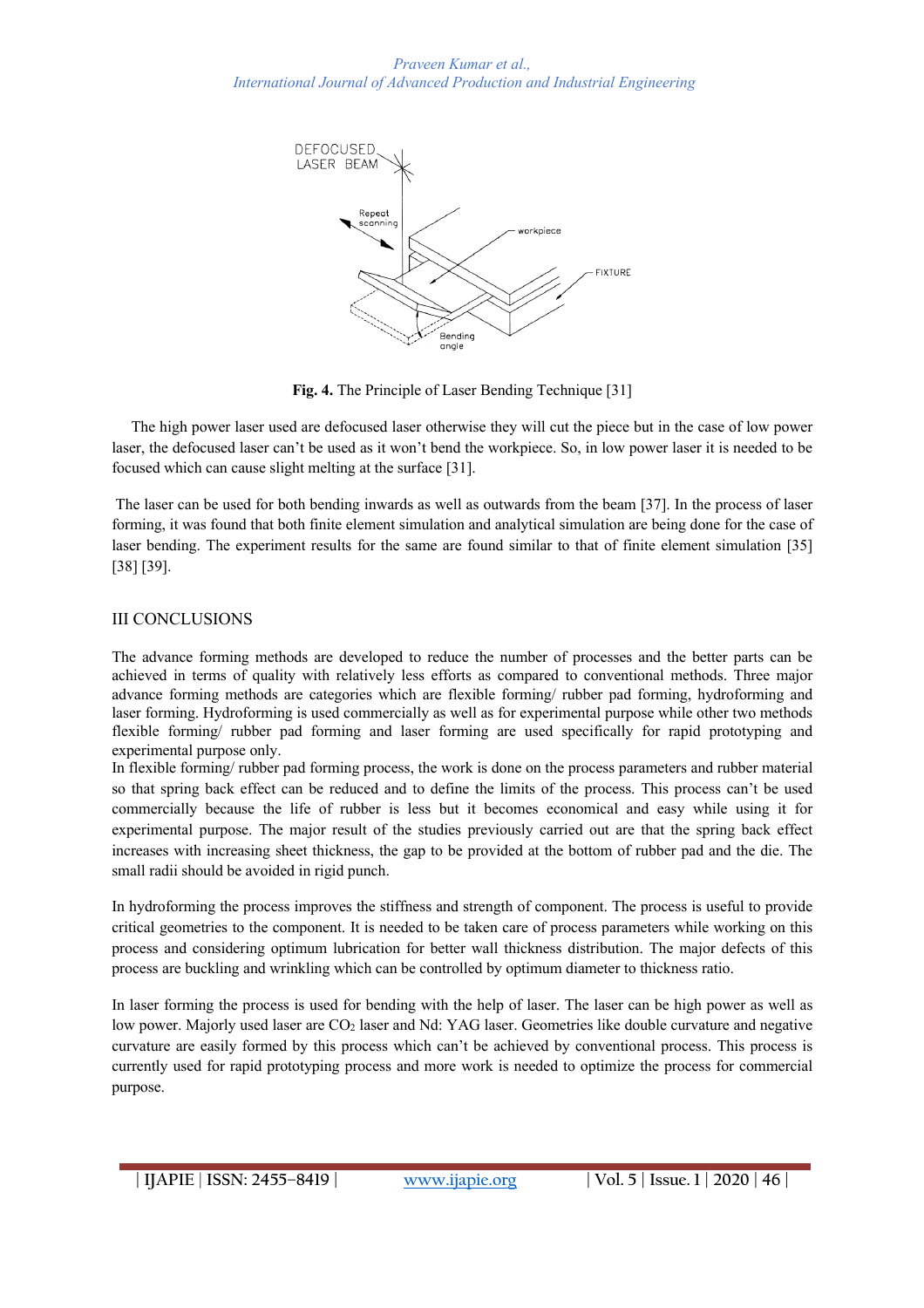**Fig. 4.** The Principle of Laser Bending Technique [31]

The high power laser used are defocused laser otherwise they will cut the piece but in the case of low power laser, the defocused laser can't be used as it won't bend the workpiece. So, in low power laser it is needed to be focused which can cause slight melting at the surface [31].

The laser can be used for both bending inwards as well as outwards from the beam [37]. In the process of laser forming, it was found that both finite element simulation and analytical simulation are being done for the case of laser bending. The experiment results for the same are found similar to that of finite element simulation [35] [38] [39].

## III CONCLUSIONS

The advance forming methods are developed to reduce the number of processes and the better parts can be achieved in terms of quality with relatively less efforts as compared to conventional methods. Three major advance forming methods are categories which are flexible forming/ rubber pad forming, hydroforming and laser forming. Hydroforming is used commercially as well as for experimental purpose while other two methods flexible forming/ rubber pad forming and laser forming are used specifically for rapid prototyping and experimental purpose only.

In flexible forming/ rubber pad forming process, the work is done on the process parameters and rubber material so that spring back effect can be reduced and to define the limits of the process. This process can't be used commercially because the life of rubber is less but it becomes economical and easy while using it for experimental purpose. The major result of the studies previously carried out are that the spring back effect increases with increasing sheet thickness, the gap to be provided at the bottom of rubber pad and the die. The small radii should be avoided in rigid punch.

In hydroforming the process improves the stiffness and strength of component. The process is useful to provide critical geometries to the component. It is needed to be taken care of process parameters while working on this process and considering optimum lubrication for better wall thickness distribution. The major defects of this process are buckling and wrinkling which can be controlled by optimum diameter to thickness ratio.

In laser forming the process is used for bending with the help of laser. The laser can be high power as well as low power. Majorly used laser are $CO_2$ laser and Nd: YAG laser. Geometries like double curvature and negative curvature are easily formed by this process which can't be achieved by conventional process. This process is currently used for rapid prototyping process and more work is needed to optimize the process for commercial purpose.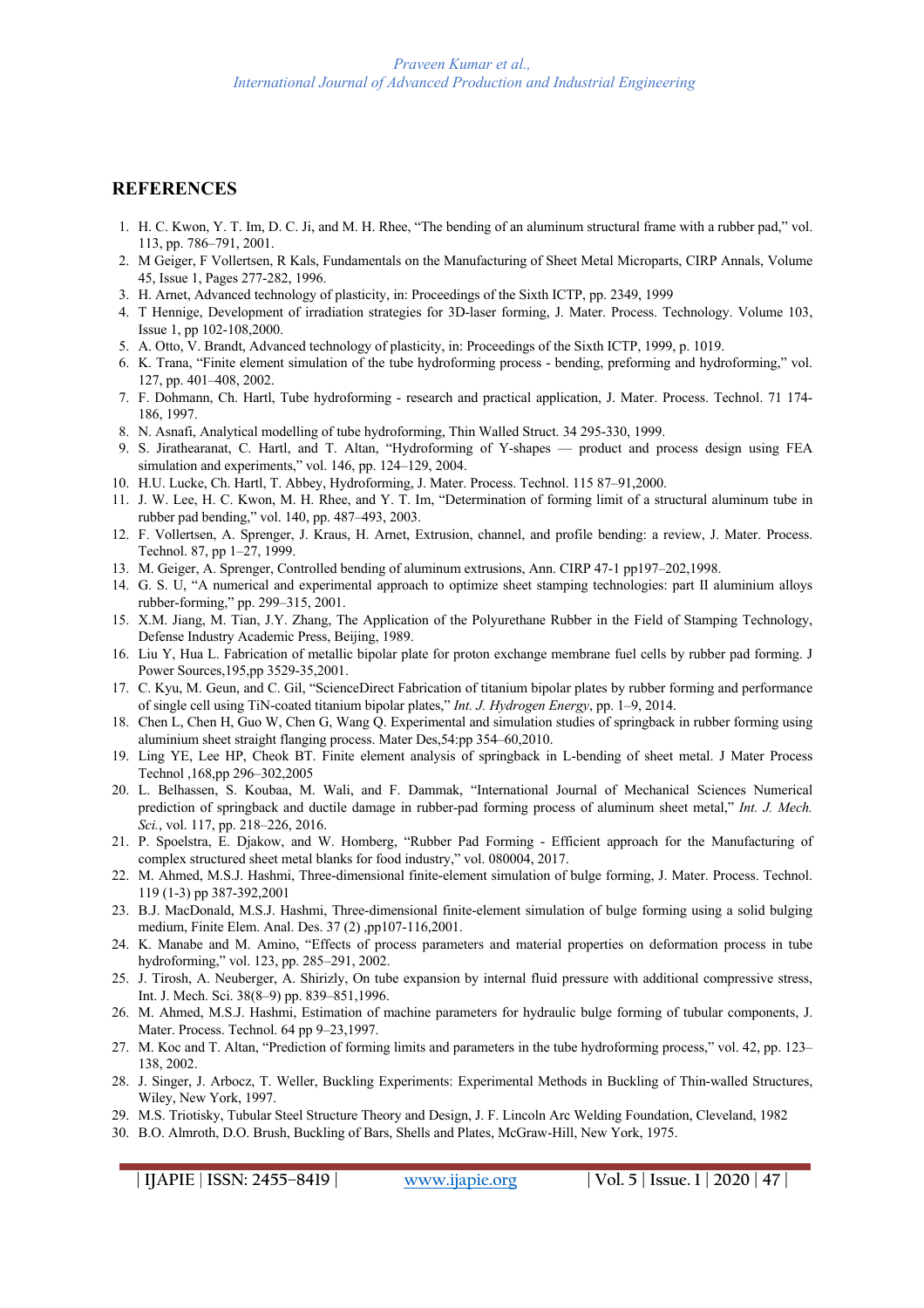## REFERENCES

1. H. C. Kwon, Y. T. Im, D. C. Ji, and M. H. Rhee, "The bending of an aluminum structural frame with a rubber pad," vol. 113, pp. 786–791, 2001.
2. M Geiger, F Vollertsen, R Kals, Fundamentals on the Manufacturing of Sheet Metal Microparts, CIRP Annals, Volume 45, Issue 1, Pages 277-282, 1996.
3. H. Arnet, Advanced technology of plasticity, in: Proceedings of the Sixth ICTP, pp. 2349, 1999
4. T Hennige, Development of irradiation strategies for 3D-laser forming, J. Mater. Process. Technology. Volume 103, Issue 1, pp 102-108,2000.
5. A. Otto, V. Brandt, Advanced technology of plasticity, in: Proceedings of the Sixth ICTP, 1999, p. 1019.
6. K. Trana, "Finite element simulation of the tube hydroforming process - bending, preforming and hydroforming," vol. 127, pp. 401–408, 2002.
7. F. Dohmann, Ch. Hartl, Tube hydroforming - research and practical application, J. Mater. Process. Technol. 71 174-186, 1997.
8. N. Asnafi, Analytical modelling of tube hydroforming, Thin Walled Struct. 34 295-330, 1999.
9. S. Jirathearanat, C. Hartl, and T. Altan, "Hydroforming of Y-shapes — product and process design using FEA simulation and experiments," vol. 146, pp. 124–129, 2004.
10. H.U. Lucke, Ch. Hartl, T. Abbey, Hydroforming, J. Mater. Process. Technol. 115 87–91,2000.
11. J. W. Lee, H. C. Kwon, M. H. Rhee, and Y. T. Im, "Determination of forming limit of a structural aluminum tube in rubber pad bending," vol. 140, pp. 487–493, 2003.
12. F. Vollertsen, A. Sprenger, J. Kraus, H. Arnet, Extrusion, channel, and profile bending: a review, J. Mater. Process. Technol. 87, pp 1–27, 1999.
13. M. Geiger, A. Sprenger, Controlled bending of aluminum extrusions, Ann. CIRP 47-1 pp197–202,1998.
14. G. S. U, "A numerical and experimental approach to optimize sheet stamping technologies: part II aluminium alloys rubber-forming," pp. 299–315, 2001.
15. X.M. Jiang, M. Tian, J.Y. Zhang, The Application of the Polyurethane Rubber in the Field of Stamping Technology, Defense Industry Academic Press, Beijing, 1989.
16. Liu Y, Hua L. Fabrication of metallic bipolar plate for proton exchange membrane fuel cells by rubber pad forming. J Power Sources,195,pp 3529-35,2001.
17. C. Kyu, M. Geun, and C. Gil, "ScienceDirect Fabrication of titanium bipolar plates by rubber forming and performance of single cell using TiN-coated titanium bipolar plates," *Int. J. Hydrogen Energy*, pp. 1–9, 2014.
18. Chen L, Chen H, Guo W, Chen G, Wang Q. Experimental and simulation studies of springback in rubber forming using aluminium sheet straight flanging process. Mater Des,54:pp 354–60,2010.
19. Ling YE, Lee HP, Cheok BT. Finite element analysis of springback in L-bending of sheet metal. J Mater Process Technol ,168,pp 296–302,2005
20. L. Belhassen, S. Koubaa, M. Wali, and F. Dammak, "International Journal of Mechanical Sciences Numerical prediction of springback and ductile damage in rubber-pad forming process of aluminum sheet metal," *Int. J. Mech. Sci.*, vol. 117, pp. 218–226, 2016.
21. P. Spoelstra, E. Djakow, and W. Homberg, "Rubber Pad Forming - Efficient approach for the Manufacturing of complex structured sheet metal blanks for food industry," vol. 080004, 2017.
22. M. Ahmed, M.S.J. Hashmi, Three-dimensional finite-element simulation of bulge forming, J. Mater. Process. Technol. 119 (1-3) pp 387-392,2001
23. B.J. MacDonald, M.S.J. Hashmi, Three-dimensional finite-element simulation of bulge forming using a solid bulging medium, Finite Elem. Anal. Des. 37 (2) ,pp107-116,2001.
24. K. Manabe and M. Amino, "Effects of process parameters and material properties on deformation process in tube hydroforming," vol. 123, pp. 285–291, 2002.
25. J. Tirosh, A. Neuberger, A. Shirizly, On tube expansion by internal fluid pressure with additional compressive stress, Int. J. Mech. Sci. 38(8–9) pp. 839–851,1996.
26. M. Ahmed, M.S.J. Hashmi, Estimation of machine parameters for hydraulic bulge forming of tubular components, J. Mater. Process. Technol. 64 pp 9–23,1997.
27. M. Koc and T. Altan, "Prediction of forming limits and parameters in the tube hydroforming process," vol. 42, pp. 123–138, 2002.
28. J. Singer, J. Arbocz, T. Weller, Buckling Experiments: Experimental Methods in Buckling of Thin-walled Structures, Wiley, New York, 1997.
29. M.S. Triotisky, Tubular Steel Structure Theory and Design, J. F. Lincoln Arc Welding Foundation, Cleveland, 1982
30. B.O. Almroth, D.O. Brush, Buckling of Bars, Shells and Plates, McGraw-Hill, New York, 1975.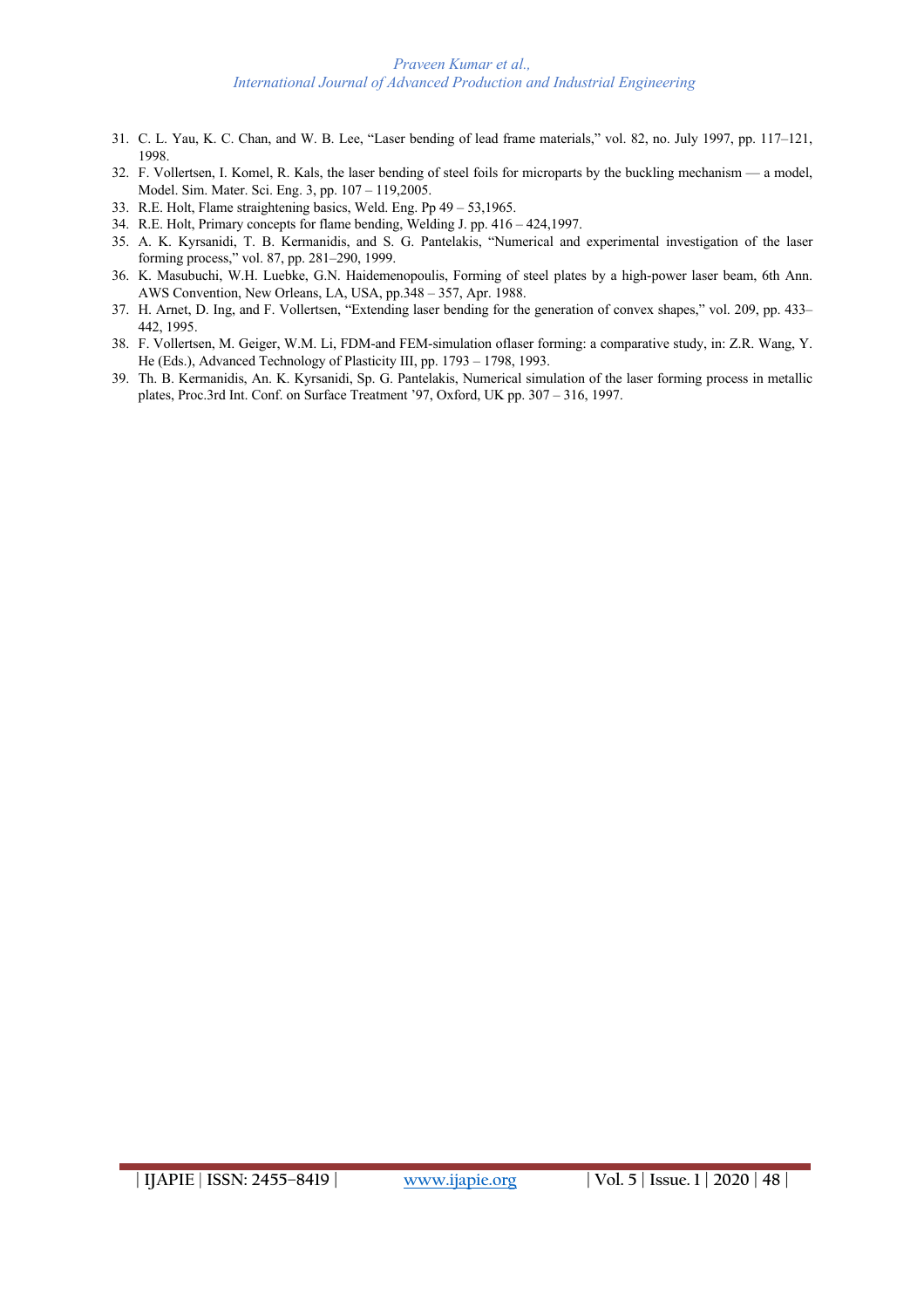31. C. L. Yau, K. C. Chan, and W. B. Lee, "Laser bending of lead frame materials," vol. 82, no. July 1997, pp. 117–121, 1998.
32. F. Vollertsen, I. Komel, R. Kals, the laser bending of steel foils for microparts by the buckling mechanism — a model, Model. Sim. Mater. Sci. Eng. 3, pp. 107 – 119,2005.
33. R.E. Holt, Flame straightening basics, Weld. Eng. Pp 49 – 53,1965.
34. R.E. Holt, Primary concepts for flame bending, Welding J. pp. 416 – 424,1997.
35. A. K. Kyrsanidi, T. B. Kermanidis, and S. G. Pantelakis, "Numerical and experimental investigation of the laser forming process," vol. 87, pp. 281–290, 1999.
36. K. Masubuchi, W.H. Luebke, G.N. Haidemenopoulis, Forming of steel plates by a high-power laser beam, 6th Ann. AWS Convention, New Orleans, LA, USA, pp.348 – 357, Apr. 1988.
37. H. Arnet, D. Ing, and F. Vollertsen, "Extending laser bending for the generation of convex shapes," vol. 209, pp. 433–442, 1995.
38. F. Vollertsen, M. Geiger, W.M. Li, FDM-and FEM-simulation oflaser forming: a comparative study, in: Z.R. Wang, Y. He (Eds.), Advanced Technology of Plasticity III, pp. 1793 – 1798, 1993.
39. Th. B. Kermanidis, An. K. Kyrsanidi, Sp. G. Pantelakis, Numerical simulation of the laser forming process in metallic plates, Proc.3rd Int. Conf. on Surface Treatment '97, Oxford, UK pp. 307 – 316, 1997.